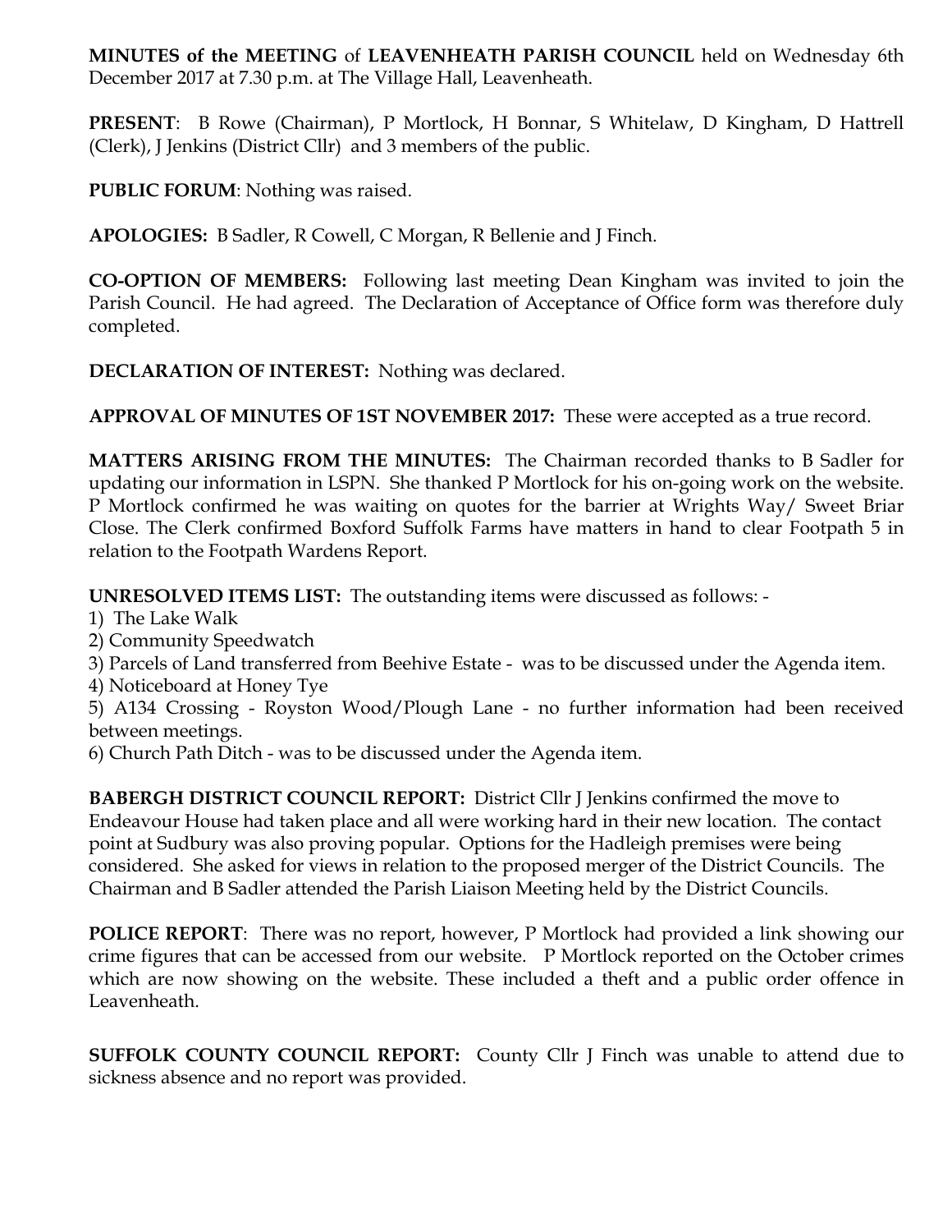**MINUTES of the MEETING** of **LEAVENHEATH PARISH COUNCIL** held on Wednesday 6th December 2017 at 7.30 p.m. at The Village Hall, Leavenheath.

**PRESENT**: B Rowe (Chairman), P Mortlock, H Bonnar, S Whitelaw, D Kingham, D Hattrell (Clerk), J Jenkins (District Cllr) and 3 members of the public.

**PUBLIC FORUM**: Nothing was raised.

**APOLOGIES:** B Sadler, R Cowell, C Morgan, R Bellenie and J Finch.

**CO-OPTION OF MEMBERS:** Following last meeting Dean Kingham was invited to join the Parish Council. He had agreed. The Declaration of Acceptance of Office form was therefore duly completed.

**DECLARATION OF INTEREST:** Nothing was declared.

**APPROVAL OF MINUTES OF 1ST NOVEMBER 2017:** These were accepted as a true record.

**MATTERS ARISING FROM THE MINUTES:** The Chairman recorded thanks to B Sadler for updating our information in LSPN. She thanked P Mortlock for his on-going work on the website. P Mortlock confirmed he was waiting on quotes for the barrier at Wrights Way/ Sweet Briar Close. The Clerk confirmed Boxford Suffolk Farms have matters in hand to clear Footpath 5 in relation to the Footpath Wardens Report.

**UNRESOLVED ITEMS LIST:** The outstanding items were discussed as follows: -

1) The Lake Walk
2) Community Speedwatch
3) Parcels of Land transferred from Beehive Estate - was to be discussed under the Agenda item.
4) Noticeboard at Honey Tye
5) A134 Crossing - Royston Wood/Plough Lane - no further information had been received between meetings.
6) Church Path Ditch - was to be discussed under the Agenda item.

**BABERGH DISTRICT COUNCIL REPORT:** District Cllr J Jenkins confirmed the move to Endeavour House had taken place and all were working hard in their new location. The contact point at Sudbury was also proving popular. Options for the Hadleigh premises were being considered. She asked for views in relation to the proposed merger of the District Councils. The Chairman and B Sadler attended the Parish Liaison Meeting held by the District Councils.

**POLICE REPORT**: There was no report, however, P Mortlock had provided a link showing our crime figures that can be accessed from our website. P Mortlock reported on the October crimes which are now showing on the website. These included a theft and a public order offence in Leavenheath.

**SUFFOLK COUNTY COUNCIL REPORT:** County Cllr J Finch was unable to attend due to sickness absence and no report was provided.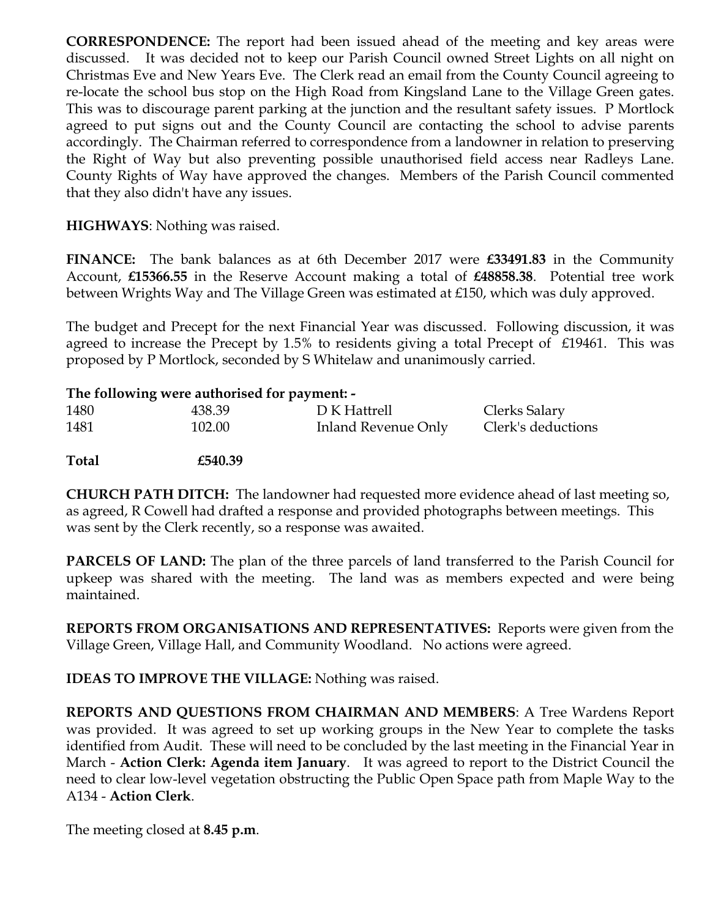**CORRESPONDENCE:** The report had been issued ahead of the meeting and key areas were discussed. It was decided not to keep our Parish Council owned Street Lights on all night on Christmas Eve and New Years Eve. The Clerk read an email from the County Council agreeing to re-locate the school bus stop on the High Road from Kingsland Lane to the Village Green gates. This was to discourage parent parking at the junction and the resultant safety issues. P Mortlock agreed to put signs out and the County Council are contacting the school to advise parents accordingly. The Chairman referred to correspondence from a landowner in relation to preserving the Right of Way but also preventing possible unauthorised field access near Radleys Lane. County Rights of Way have approved the changes. Members of the Parish Council commented that they also didn't have any issues.

**HIGHWAYS**: Nothing was raised.

**FINANCE:** The bank balances as at 6th December 2017 were **£33491.83** in the Community Account, **£15366.55** in the Reserve Account making a total of **£48858.38**. Potential tree work between Wrights Way and The Village Green was estimated at £150, which was duly approved.

The budget and Precept for the next Financial Year was discussed. Following discussion, it was agreed to increase the Precept by 1.5% to residents giving a total Precept of £19461. This was proposed by P Mortlock, seconded by S Whitelaw and unanimously carried.

**The following were authorised for payment: -**

| | | | |
|---|---|---|---|
| 1480 | 438.39 | D K Hattrell | Clerks Salary |
| 1481 | 102.00 | Inland Revenue Only | Clerk's deductions |
| **Total** | **£540.39** | | |

**CHURCH PATH DITCH:** The landowner had requested more evidence ahead of last meeting so, as agreed, R Cowell had drafted a response and provided photographs between meetings. This was sent by the Clerk recently, so a response was awaited.

**PARCELS OF LAND:** The plan of the three parcels of land transferred to the Parish Council for upkeep was shared with the meeting. The land was as members expected and were being maintained.

**REPORTS FROM ORGANISATIONS AND REPRESENTATIVES:** Reports were given from the Village Green, Village Hall, and Community Woodland. No actions were agreed.

**IDEAS TO IMPROVE THE VILLAGE:** Nothing was raised.

**REPORTS AND QUESTIONS FROM CHAIRMAN AND MEMBERS**: A Tree Wardens Report was provided. It was agreed to set up working groups in the New Year to complete the tasks identified from Audit. These will need to be concluded by the last meeting in the Financial Year in March - **Action Clerk: Agenda item January**. It was agreed to report to the District Council the need to clear low-level vegetation obstructing the Public Open Space path from Maple Way to the A134 - **Action Clerk**.

The meeting closed at **8.45 p.m**.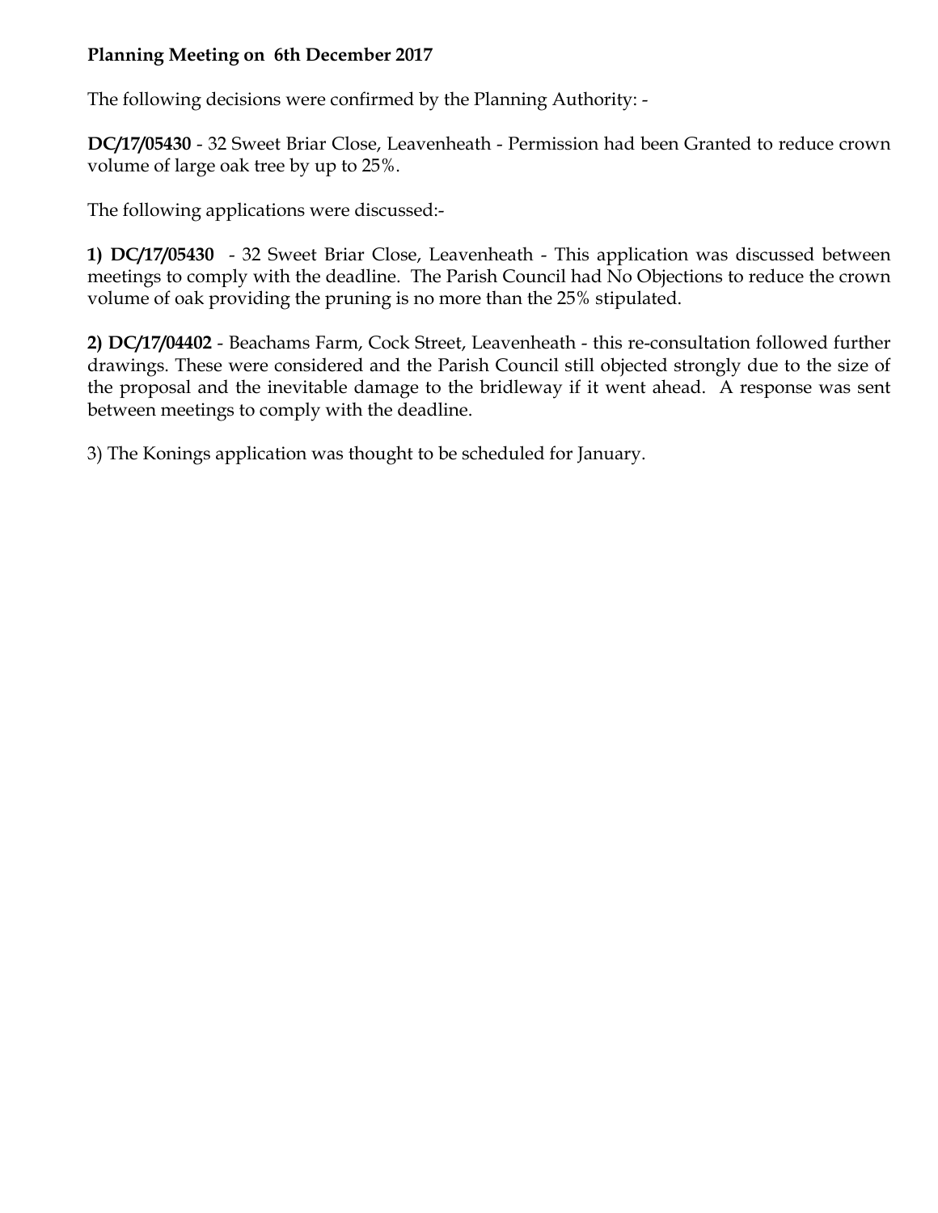**Planning Meeting on 6th December 2017**

The following decisions were confirmed by the Planning Authority: -

**DC/17/05430** - 32 Sweet Briar Close, Leavenheath - Permission had been Granted to reduce crown volume of large oak tree by up to 25%.

The following applications were discussed:-

**1) DC/17/05430** - 32 Sweet Briar Close, Leavenheath - This application was discussed between meetings to comply with the deadline. The Parish Council had No Objections to reduce the crown volume of oak providing the pruning is no more than the 25% stipulated.

**2) DC/17/04402** - Beachams Farm, Cock Street, Leavenheath - this re-consultation followed further drawings. These were considered and the Parish Council still objected strongly due to the size of the proposal and the inevitable damage to the bridleway if it went ahead. A response was sent between meetings to comply with the deadline.

3) The Konings application was thought to be scheduled for January.